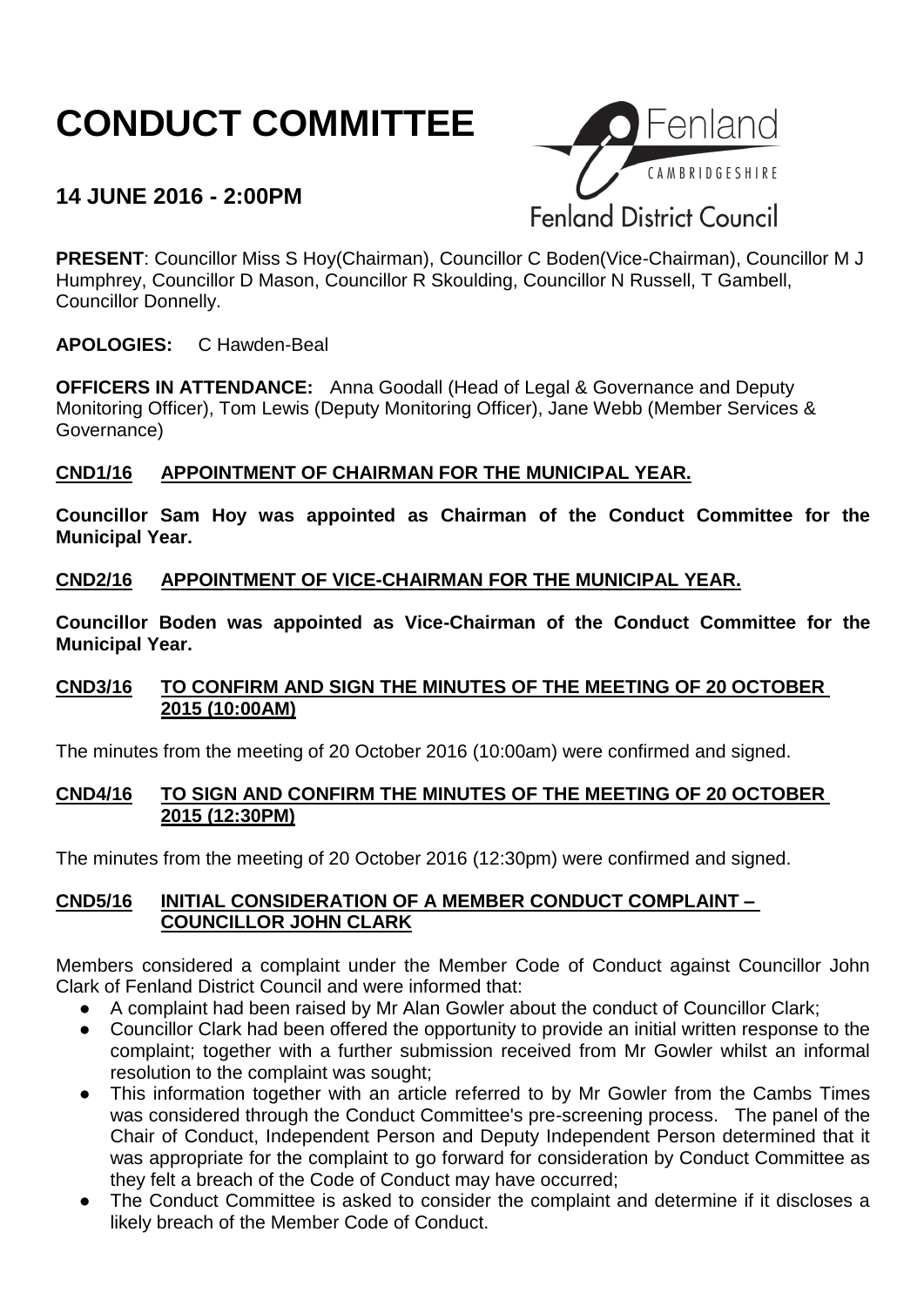# CONDUCT COMMITTEE

## 14 JUNE 2016 - 2:00PM

**PRESENT**: Councillor Miss S Hoy(Chairman), Councillor C Boden(Vice-Chairman), Councillor M J Humphrey, Councillor D Mason, Councillor R Skoulding, Councillor N Russell, T Gambell, Councillor Donnelly.

**APOLOGIES:** C Hawden-Beal

**OFFICERS IN ATTENDANCE:** Anna Goodall (Head of Legal & Governance and Deputy Monitoring Officer), Tom Lewis (Deputy Monitoring Officer), Jane Webb (Member Services & Governance)

### CND1/16 APPOINTMENT OF CHAIRMAN FOR THE MUNICIPAL YEAR.

**Councillor Sam Hoy was appointed as Chairman of the Conduct Committee for the Municipal Year.**

### CND2/16 APPOINTMENT OF VICE-CHAIRMAN FOR THE MUNICIPAL YEAR.

**Councillor Boden was appointed as Vice-Chairman of the Conduct Committee for the Municipal Year.**

### CND3/16 TO CONFIRM AND SIGN THE MINUTES OF THE MEETING OF 20 OCTOBER 2015 (10:00AM)

The minutes from the meeting of 20 October 2016 (10:00am) were confirmed and signed.

### CND4/16 TO SIGN AND CONFIRM THE MINUTES OF THE MEETING OF 20 OCTOBER 2015 (12:30PM)

The minutes from the meeting of 20 October 2016 (12:30pm) were confirmed and signed.

### CND5/16 INITIAL CONSIDERATION OF A MEMBER CONDUCT COMPLAINT – COUNCILLOR JOHN CLARK

Members considered a complaint under the Member Code of Conduct against Councillor John Clark of Fenland District Council and were informed that:

- A complaint had been raised by Mr Alan Gowler about the conduct of Councillor Clark;
- Councillor Clark had been offered the opportunity to provide an initial written response to the complaint; together with a further submission received from Mr Gowler whilst an informal resolution to the complaint was sought;
- This information together with an article referred to by Mr Gowler from the Cambs Times was considered through the Conduct Committee's pre-screening process. The panel of the Chair of Conduct, Independent Person and Deputy Independent Person determined that it was appropriate for the complaint to go forward for consideration by Conduct Committee as they felt a breach of the Code of Conduct may have occurred;
- The Conduct Committee is asked to consider the complaint and determine if it discloses a likely breach of the Member Code of Conduct.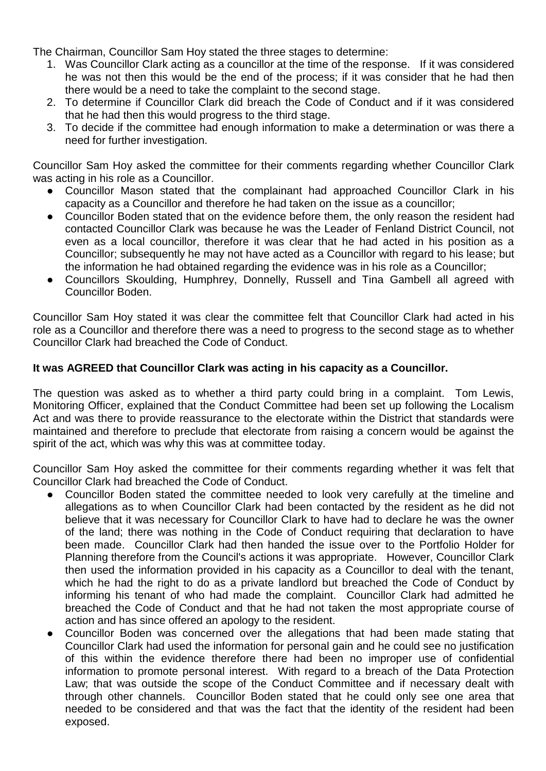The Chairman, Councillor Sam Hoy stated the three stages to determine:

1. Was Councillor Clark acting as a councillor at the time of the response. If it was considered he was not then this would be the end of the process; if it was consider that he had then there would be a need to take the complaint to the second stage.
2. To determine if Councillor Clark did breach the Code of Conduct and if it was considered that he had then this would progress to the third stage.
3. To decide if the committee had enough information to make a determination or was there a need for further investigation.

Councillor Sam Hoy asked the committee for their comments regarding whether Councillor Clark was acting in his role as a Councillor.

- Councillor Mason stated that the complainant had approached Councillor Clark in his capacity as a Councillor and therefore he had taken on the issue as a councillor;
- Councillor Boden stated that on the evidence before them, the only reason the resident had contacted Councillor Clark was because he was the Leader of Fenland District Council, not even as a local councillor, therefore it was clear that he had acted in his position as a Councillor; subsequently he may not have acted as a Councillor with regard to his lease; but the information he had obtained regarding the evidence was in his role as a Councillor;
- Councillors Skoulding, Humphrey, Donnelly, Russell and Tina Gambell all agreed with Councillor Boden.

Councillor Sam Hoy stated it was clear the committee felt that Councillor Clark had acted in his role as a Councillor and therefore there was a need to progress to the second stage as to whether Councillor Clark had breached the Code of Conduct.

**It was AGREED that Councillor Clark was acting in his capacity as a Councillor.**

The question was asked as to whether a third party could bring in a complaint. Tom Lewis, Monitoring Officer, explained that the Conduct Committee had been set up following the Localism Act and was there to provide reassurance to the electorate within the District that standards were maintained and therefore to preclude that electorate from raising a concern would be against the spirit of the act, which was why this was at committee today.

Councillor Sam Hoy asked the committee for their comments regarding whether it was felt that Councillor Clark had breached the Code of Conduct.

- Councillor Boden stated the committee needed to look very carefully at the timeline and allegations as to when Councillor Clark had been contacted by the resident as he did not believe that it was necessary for Councillor Clark to have had to declare he was the owner of the land; there was nothing in the Code of Conduct requiring that declaration to have been made. Councillor Clark had then handed the issue over to the Portfolio Holder for Planning therefore from the Council's actions it was appropriate. However, Councillor Clark then used the information provided in his capacity as a Councillor to deal with the tenant, which he had the right to do as a private landlord but breached the Code of Conduct by informing his tenant of who had made the complaint. Councillor Clark had admitted he breached the Code of Conduct and that he had not taken the most appropriate course of action and has since offered an apology to the resident.
- Councillor Boden was concerned over the allegations that had been made stating that Councillor Clark had used the information for personal gain and he could see no justification of this within the evidence therefore there had been no improper use of confidential information to promote personal interest. With regard to a breach of the Data Protection Law; that was outside the scope of the Conduct Committee and if necessary dealt with through other channels. Councillor Boden stated that he could only see one area that needed to be considered and that was the fact that the identity of the resident had been exposed.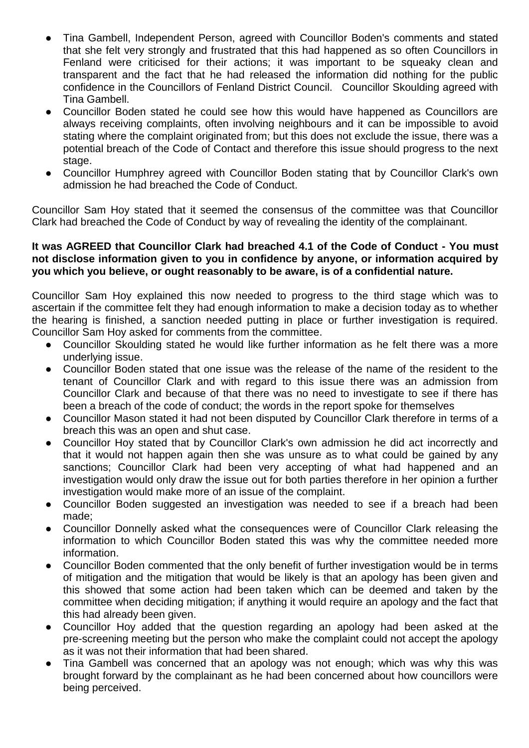- Tina Gambell, Independent Person, agreed with Councillor Boden's comments and stated that she felt very strongly and frustrated that this had happened as so often Councillors in Fenland were criticised for their actions; it was important to be squeaky clean and transparent and the fact that he had released the information did nothing for the public confidence in the Councillors of Fenland District Council. Councillor Skoulding agreed with Tina Gambell.
- Councillor Boden stated he could see how this would have happened as Councillors are always receiving complaints, often involving neighbours and it can be impossible to avoid stating where the complaint originated from; but this does not exclude the issue, there was a potential breach of the Code of Contact and therefore this issue should progress to the next stage.
- Councillor Humphrey agreed with Councillor Boden stating that by Councillor Clark's own admission he had breached the Code of Conduct.

Councillor Sam Hoy stated that it seemed the consensus of the committee was that Councillor Clark had breached the Code of Conduct by way of revealing the identity of the complainant.

**It was AGREED that Councillor Clark had breached 4.1 of the Code of Conduct - You must not disclose information given to you in confidence by anyone, or information acquired by you which you believe, or ought reasonably to be aware, is of a confidential nature.**

Councillor Sam Hoy explained this now needed to progress to the third stage which was to ascertain if the committee felt they had enough information to make a decision today as to whether the hearing is finished, a sanction needed putting in place or further investigation is required. Councillor Sam Hoy asked for comments from the committee.

- Councillor Skoulding stated he would like further information as he felt there was a more underlying issue.
- Councillor Boden stated that one issue was the release of the name of the resident to the tenant of Councillor Clark and with regard to this issue there was an admission from Councillor Clark and because of that there was no need to investigate to see if there has been a breach of the code of conduct; the words in the report spoke for themselves
- Councillor Mason stated it had not been disputed by Councillor Clark therefore in terms of a breach this was an open and shut case.
- Councillor Hoy stated that by Councillor Clark's own admission he did act incorrectly and that it would not happen again then she was unsure as to what could be gained by any sanctions; Councillor Clark had been very accepting of what had happened and an investigation would only draw the issue out for both parties therefore in her opinion a further investigation would make more of an issue of the complaint.
- Councillor Boden suggested an investigation was needed to see if a breach had been made;
- Councillor Donnelly asked what the consequences were of Councillor Clark releasing the information to which Councillor Boden stated this was why the committee needed more information.
- Councillor Boden commented that the only benefit of further investigation would be in terms of mitigation and the mitigation that would be likely is that an apology has been given and this showed that some action had been taken which can be deemed and taken by the committee when deciding mitigation; if anything it would require an apology and the fact that this had already been given.
- Councillor Hoy added that the question regarding an apology had been asked at the pre-screening meeting but the person who make the complaint could not accept the apology as it was not their information that had been shared.
- Tina Gambell was concerned that an apology was not enough; which was why this was brought forward by the complainant as he had been concerned about how councillors were being perceived.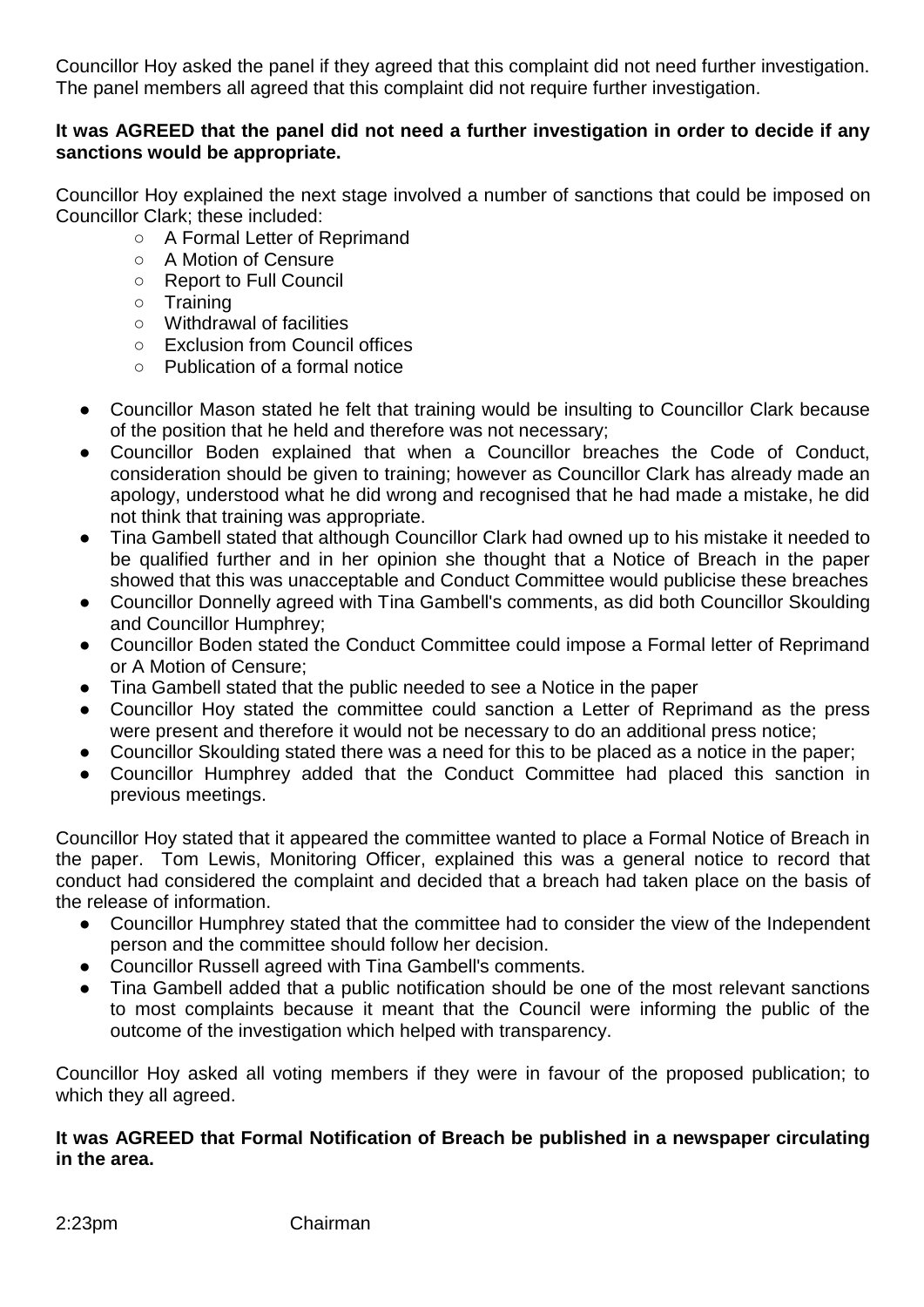Councillor Hoy asked the panel if they agreed that this complaint did not need further investigation. The panel members all agreed that this complaint did not require further investigation.

**It was AGREED that the panel did not need a further investigation in order to decide if any sanctions would be appropriate.**

Councillor Hoy explained the next stage involved a number of sanctions that could be imposed on Councillor Clark; these included:

- A Formal Letter of Reprimand
- A Motion of Censure
- Report to Full Council
- Training
- Withdrawal of facilities
- Exclusion from Council offices
- Publication of a formal notice

- Councillor Mason stated he felt that training would be insulting to Councillor Clark because of the position that he held and therefore was not necessary;
- Councillor Boden explained that when a Councillor breaches the Code of Conduct, consideration should be given to training; however as Councillor Clark has already made an apology, understood what he did wrong and recognised that he had made a mistake, he did not think that training was appropriate.
- Tina Gambell stated that although Councillor Clark had owned up to his mistake it needed to be qualified further and in her opinion she thought that a Notice of Breach in the paper showed that this was unacceptable and Conduct Committee would publicise these breaches
- Councillor Donnelly agreed with Tina Gambell's comments, as did both Councillor Skoulding and Councillor Humphrey;
- Councillor Boden stated the Conduct Committee could impose a Formal letter of Reprimand or A Motion of Censure;
- Tina Gambell stated that the public needed to see a Notice in the paper
- Councillor Hoy stated the committee could sanction a Letter of Reprimand as the press were present and therefore it would not be necessary to do an additional press notice;
- Councillor Skoulding stated there was a need for this to be placed as a notice in the paper;
- Councillor Humphrey added that the Conduct Committee had placed this sanction in previous meetings.

Councillor Hoy stated that it appeared the committee wanted to place a Formal Notice of Breach in the paper. Tom Lewis, Monitoring Officer, explained this was a general notice to record that conduct had considered the complaint and decided that a breach had taken place on the basis of the release of information.

- Councillor Humphrey stated that the committee had to consider the view of the Independent person and the committee should follow her decision.
- Councillor Russell agreed with Tina Gambell's comments.
- Tina Gambell added that a public notification should be one of the most relevant sanctions to most complaints because it meant that the Council were informing the public of the outcome of the investigation which helped with transparency.

Councillor Hoy asked all voting members if they were in favour of the proposed publication; to which they all agreed.

**It was AGREED that Formal Notification of Breach be published in a newspaper circulating in the area.**

2:23pm Chairman